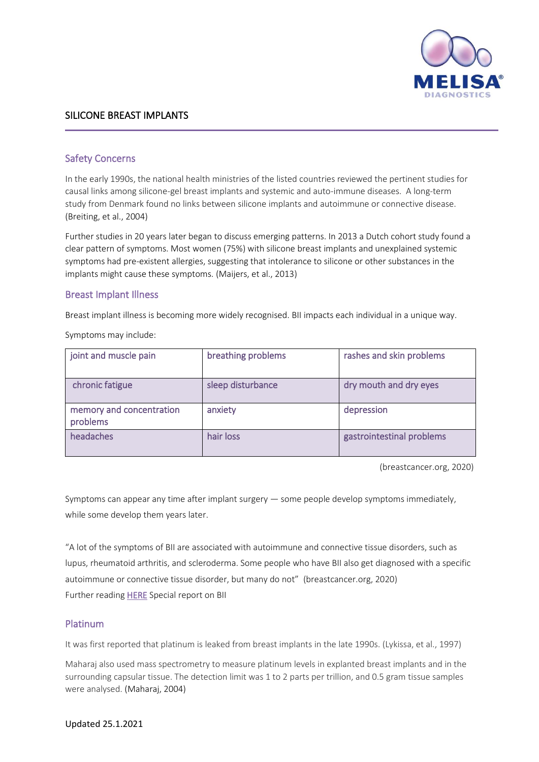# SILICONE BREAST IMPLANTS

## Safety Concerns

In the early 1990s, the national health ministries of the listed countries reviewed the pertinent studies for causal links among silicone-gel breast implants and systemic and auto-immune diseases. A long-term study from Denmark found no links between silicone implants and autoimmune or connective disease. (Breiting, et al., 2004)

Further studies in 20 years later began to discuss emerging patterns. In 2013 a Dutch cohort study found a clear pattern of symptoms. Most women (75%) with silicone breast implants and unexplained systemic symptoms had pre-existent allergies, suggesting that intolerance to silicone or other substances in the implants might cause these symptoms. (Maijers, et al., 2013)

## Breast Implant Illness

Breast implant illness is becoming more widely recognised. BII impacts each individual in a unique way.

Symptoms may include:

| | | |
|---|---|---|
| joint and muscle pain | breathing problems | rashes and skin problems |
| chronic fatigue | sleep disturbance | dry mouth and dry eyes |
| memory and concentration problems | anxiety | depression |
| headaches | hair loss | gastrointestinal problems |

(breastcancer.org, 2020)

Symptoms can appear any time after implant surgery — some people develop symptoms immediately, while some develop them years later.

"A lot of the symptoms of BII are associated with autoimmune and connective tissue disorders, such as lupus, rheumatoid arthritis, and scleroderma. Some people who have BII also get diagnosed with a specific autoimmune or connective tissue disorder, but many do not" (breastcancer.org, 2020)

Further reading HERE Special report on BII

## Platinum

It was first reported that platinum is leaked from breast implants in the late 1990s. (Lykissa, et al., 1997)

Maharaj also used mass spectrometry to measure platinum levels in explanted breast implants and in the surrounding capsular tissue. The detection limit was 1 to 2 parts per trillion, and 0.5 gram tissue samples were analysed. (Maharaj, 2004)

Updated 25.1.2021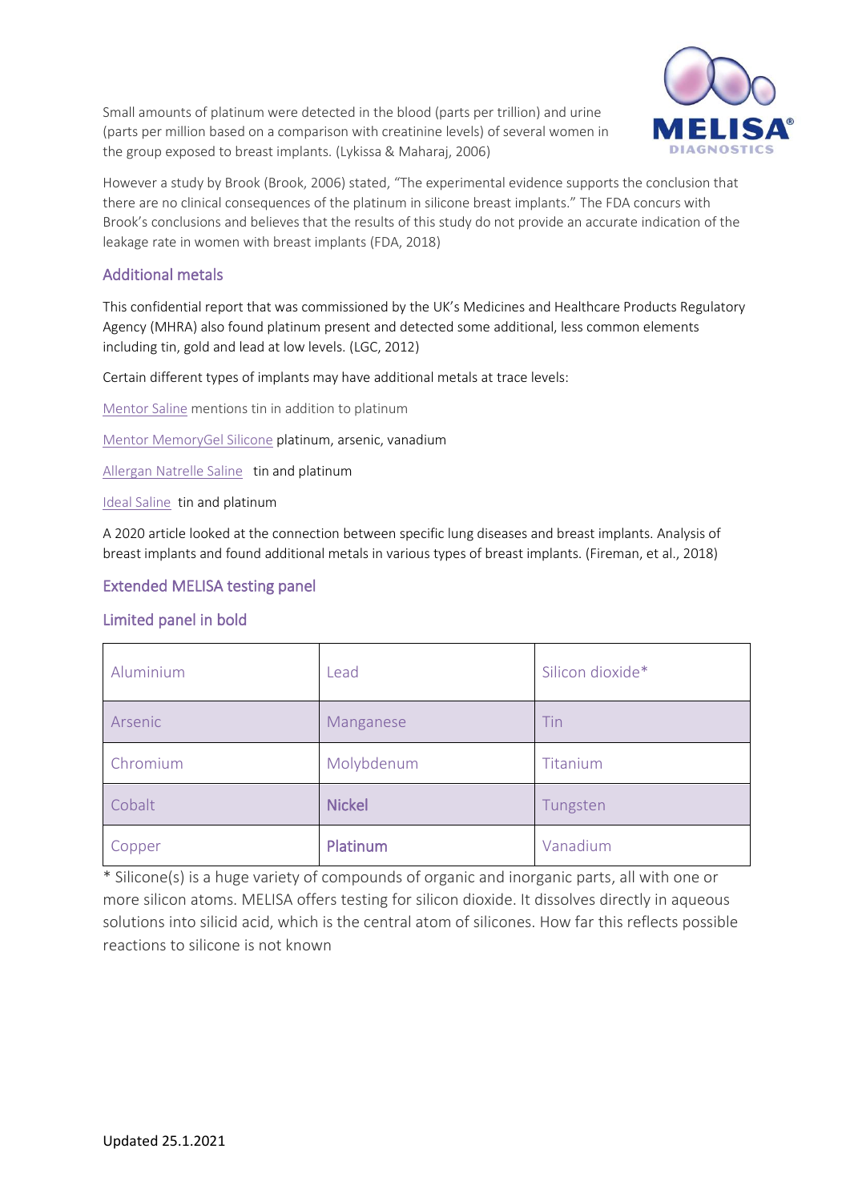Small amounts of platinum were detected in the blood (parts per trillion) and urine (parts per million based on a comparison with creatinine levels) of several women in the group exposed to breast implants. (Lykissa & Maharaj, 2006)

However a study by Brook (Brook, 2006) stated, "The experimental evidence supports the conclusion that there are no clinical consequences of the platinum in silicone breast implants." The FDA concurs with Brook's conclusions and believes that the results of this study do not provide an accurate indication of the leakage rate in women with breast implants (FDA, 2018)

## Additional metals

This confidential report that was commissioned by the UK's Medicines and Healthcare Products Regulatory Agency (MHRA) also found platinum present and detected some additional, less common elements including tin, gold and lead at low levels. (LGC, 2012)

Certain different types of implants may have additional metals at trace levels:

Mentor Saline mentions tin in addition to platinum

Mentor MemoryGel Silicone platinum, arsenic, vanadium

Allergan Natrelle Saline tin and platinum

Ideal Saline tin and platinum

A 2020 article looked at the connection between specific lung diseases and breast implants. Analysis of breast implants and found additional metals in various types of breast implants. (Fireman, et al., 2018)

## Extended MELISA testing panel

## Limited panel in bold

| | | |
|---|---|---|
| Aluminium | Lead | Silicon dioxide* |
| Arsenic | Manganese | Tin |
| Chromium | Molybdenum | Titanium |
| Cobalt | **Nickel** | Tungsten |
| Copper | **Platinum** | Vanadium |

* Silicone(s) is a huge variety of compounds of organic and inorganic parts, all with one or more silicon atoms. MELISA offers testing for silicon dioxide. It dissolves directly in aqueous solutions into silicid acid, which is the central atom of silicones. How far this reflects possible reactions to silicone is not known

Updated 25.1.2021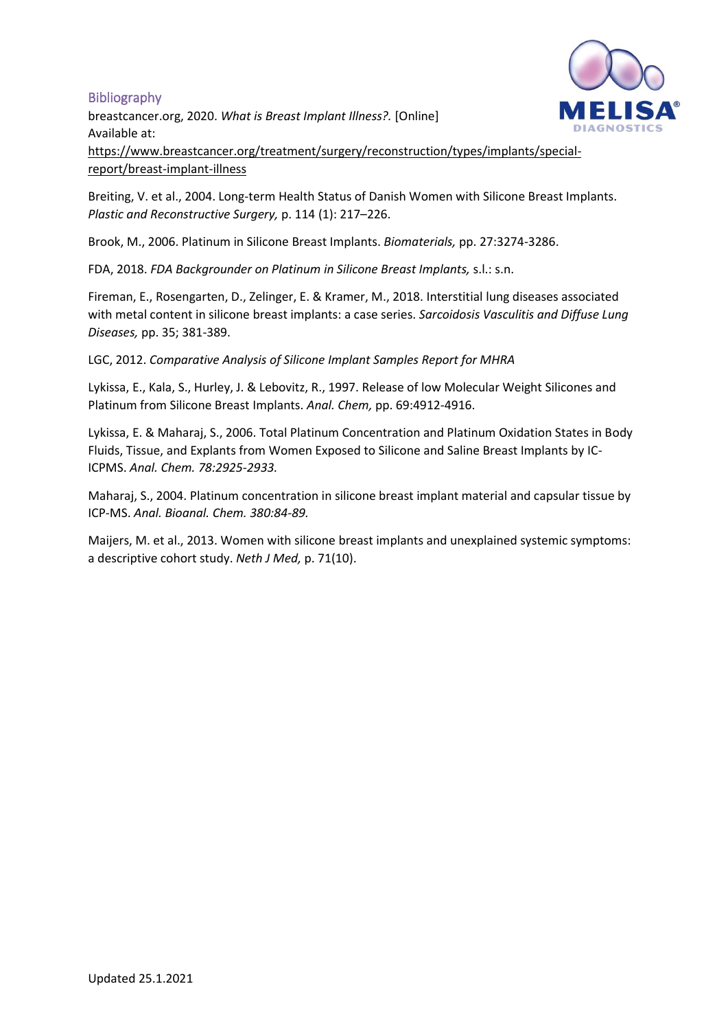## Bibliography

breastcancer.org, 2020. *What is Breast Implant Illness?.* [Online] Available at: https://www.breastcancer.org/treatment/surgery/reconstruction/types/implants/special-report/breast-implant-illness

Breiting, V. et al., 2004. Long-term Health Status of Danish Women with Silicone Breast Implants. *Plastic and Reconstructive Surgery,* p. 114 (1): 217–226.

Brook, M., 2006. Platinum in Silicone Breast Implants. *Biomaterials,* pp. 27:3274-3286.

FDA, 2018. *FDA Backgrounder on Platinum in Silicone Breast Implants,* s.l.: s.n.

Fireman, E., Rosengarten, D., Zelinger, E. & Kramer, M., 2018. Interstitial lung diseases associated with metal content in silicone breast implants: a case series. *Sarcoidosis Vasculitis and Diffuse Lung Diseases,* pp. 35; 381-389.

LGC, 2012. *Comparative Analysis of Silicone Implant Samples Report for MHRA*

Lykissa, E., Kala, S., Hurley, J. & Lebovitz, R., 1997. Release of low Molecular Weight Silicones and Platinum from Silicone Breast Implants. *Anal. Chem,* pp. 69:4912-4916.

Lykissa, E. & Maharaj, S., 2006. Total Platinum Concentration and Platinum Oxidation States in Body Fluids, Tissue, and Explants from Women Exposed to Silicone and Saline Breast Implants by IC-ICPMS. *Anal. Chem. 78:2925-2933.*

Maharaj, S., 2004. Platinum concentration in silicone breast implant material and capsular tissue by ICP-MS. *Anal. Bioanal. Chem. 380:84-89.*

Maijers, M. et al., 2013. Women with silicone breast implants and unexplained systemic symptoms: a descriptive cohort study. *Neth J Med,* p. 71(10).

Updated 25.1.2021